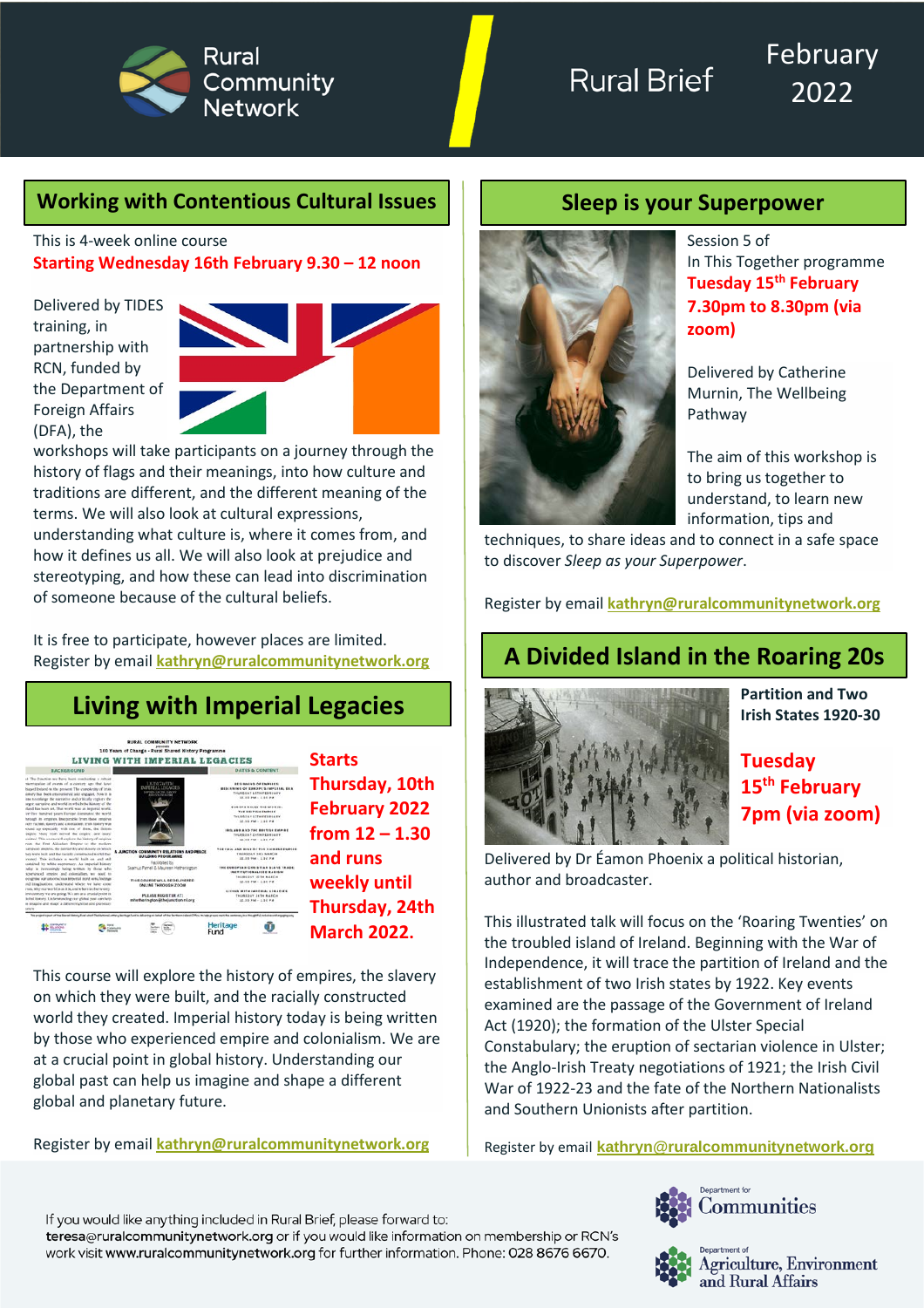# Rural Community Network

Rural Brief

February 2022

## Working with Contentious Cultural Issues

This is 4-week online course

**Starting Wednesday 16th February 9.30 – 12 noon**

Delivered by TIDES training, in partnership with RCN, funded by the Department of Foreign Affairs (DFA), the workshops will take participants on a journey through the history of flags and their meanings, into how culture and traditions are different, and the different meaning of the terms. We will also look at cultural expressions, understanding what culture is, where it comes from, and how it defines us all. We will also look at prejudice and stereotyping, and how these can lead into discrimination of someone because of the cultural beliefs.

It is free to participate, however places are limited.
Register by email **kathryn@ruralcommunitynetwork.org**

## Living with Imperial Legacies

**Starts Thursday, 10th February 2022 from 12 – 1.30 and runs weekly until Thursday, 24th March 2022.**

This course will explore the history of empires, the slavery on which they were built, and the racially constructed world they created. Imperial history today is being written by those who experienced empire and colonialism. We are at a crucial point in global history. Understanding our global past can help us imagine and shape a different global and planetary future.

Register by email **kathryn@ruralcommunitynetwork.org**

## Sleep is your Superpower

Session 5 of
In This Together programme
**Tuesday 15th February 7.30pm to 8.30pm (via zoom)**

Delivered by Catherine Murnin, The Wellbeing Pathway

The aim of this workshop is to bring us together to understand, to learn new information, tips and techniques, to share ideas and to connect in a safe space to discover *Sleep as your Superpower*.

Register by email **kathryn@ruralcommunitynetwork.org**

## A Divided Island in the Roaring 20s

**Partition and Two Irish States 1920-30**

**Tuesday 15th February 7pm (via zoom)**

Delivered by Dr Éamon Phoenix a political historian, author and broadcaster.

This illustrated talk will focus on the 'Roaring Twenties' on the troubled island of Ireland. Beginning with the War of Independence, it will trace the partition of Ireland and the establishment of two Irish states by 1922. Key events examined are the passage of the Government of Ireland Act (1920); the formation of the Ulster Special Constabulary; the eruption of sectarian violence in Ulster; the Anglo-Irish Treaty negotiations of 1921; the Irish Civil War of 1922-23 and the fate of the Northern Nationalists and Southern Unionists after partition.

Register by email **kathryn@ruralcommunitynetwork.org**

If you would like anything included in Rural Brief, please forward to: teresa@ruralcommunitynetwork.org or if you would like information on membership or RCN's work visit www.ruralcommunitynetwork.org for further information. Phone: 028 8676 6670.

Department for Communities

Department of Agriculture, Environment and Rural Affairs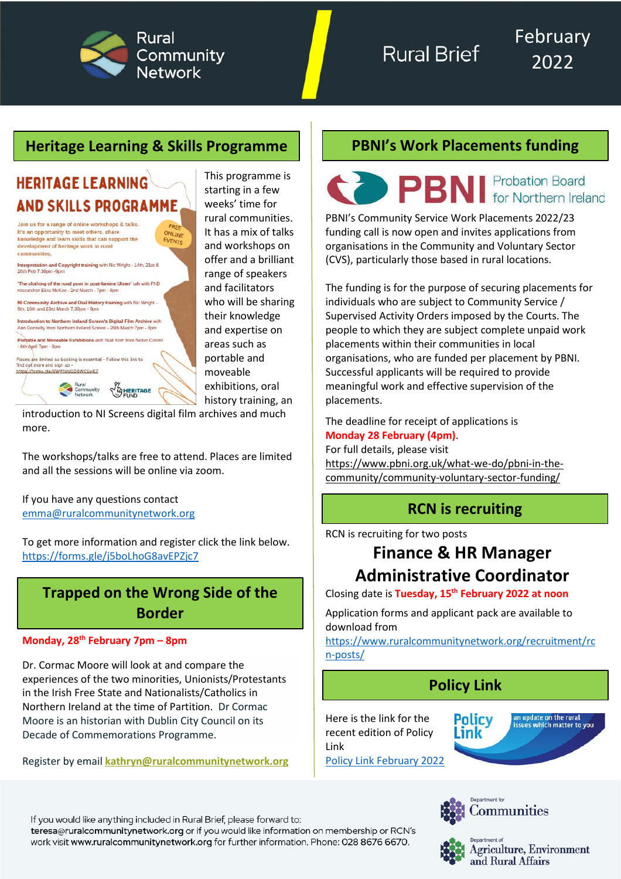Rural Community Network

Rural Brief

February 2022

## Heritage Learning & Skills Programme

HERITAGE LEARNING AND SKILLS PROGRAMME

Join us for a range of online workshops & talks. It's an opportunity to meet others, share knowledge and learn skills that can support the development of heritage work in rural communities.

FREE ONLINE EVENTS

Interpretation and Copyright training with Nic Wright - 14th, 21st & 28th Feb 7.30pm -9pm

'The clothing of the rural poor in post-famine Ulster' talk with PhD researcher Eliza McKee - 2nd March - 7pm - 8pm

NI Community Archive and Oral History training with Nic Wright – 9th, 16th and 23rd March 7.30pm - 9pm

Introduction to Northern Ireland Screen's Digital Film Archive with Ann Donnelly from Northern Ireland Screen - 28th March 7pm - 8pm

Portable and Moveable Exhibitions with Niall Kerr from Nerve Centre - 6th April 7pm - 8pm

Places are limited so booking is essential - Follow this link to find out more and sign up - https://forms.gle/GWf1MoQD6WCEyjE7

Rural Community Network | HERITAGE FUND

This programme is starting in a few weeks' time for rural communities. It has a mix of talks and workshops on offer and a brilliant range of speakers and facilitators who will be sharing their knowledge and expertise on areas such as portable and moveable exhibitions, oral history training, an introduction to NI Screens digital film archives and much more.

The workshops/talks are free to attend. Places are limited and all the sessions will be online via zoom.

If you have any questions contact
emma@ruralcommunitynetwork.org

To get more information and register click the link below.
https://forms.gle/j5boLhoG8avEPZjc7

## Trapped on the Wrong Side of the Border

**Monday, 28th February 7pm – 8pm**

Dr. Cormac Moore will look at and compare the experiences of the two minorities, Unionists/Protestants in the Irish Free State and Nationalists/Catholics in Northern Ireland at the time of Partition. Dr Cormac Moore is an historian with Dublin City Council on its Decade of Commemorations Programme.

Register by email **kathryn@ruralcommunitynetwork.org**

## PBNI's Work Placements funding

PBNI Probation Board for Northern Ireland

PBNI's Community Service Work Placements 2022/23 funding call is now open and invites applications from organisations in the Community and Voluntary Sector (CVS), particularly those based in rural locations.

The funding is for the purpose of securing placements for individuals who are subject to Community Service / Supervised Activity Orders imposed by the Courts. The people to which they are subject complete unpaid work placements within their communities in local organisations, who are funded per placement by PBNI. Successful applicants will be required to provide meaningful work and effective supervision of the placements.

The deadline for receipt of applications is **Monday 28 February (4pm)**.
For full details, please visit
https://www.pbni.org.uk/what-we-do/pbni-in-the-community/community-voluntary-sector-funding/

## RCN is recruiting

RCN is recruiting for two posts

### Finance & HR Manager

### Administrative Coordinator

Closing date is **Tuesday, 15th February 2022 at noon**

Application forms and applicant pack are available to download from
https://www.ruralcommunitynetwork.org/recruitment/rcn-posts/

## Policy Link

Here is the link for the recent edition of Policy Link
Policy Link February 2022

Policy Link – an update on the rural issues which matter to you

If you would like anything included in Rural Brief, please forward to: teresa@ruralcommunitynetwork.org or if you would like information on membership or RCN's work visit www.ruralcommunitynetwork.org for further information. Phone: 028 8676 6670.

Department for Communities

Department of Agriculture, Environment and Rural Affairs